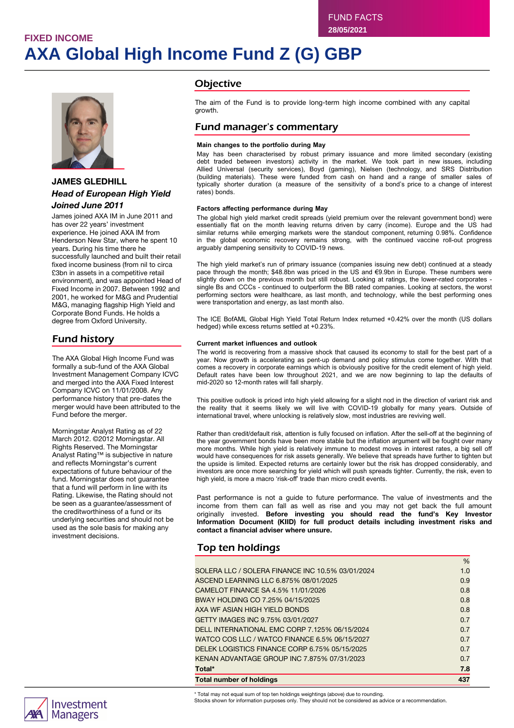FUND FACTS
28/05/2021

FIXED INCOME

# AXA Global High Income Fund Z (G) GBP

**JAMES GLEDHILL**

***Head of European High Yield***

***Joined June 2011***

James joined AXA IM in June 2011 and has over 22 years' investment experience. He joined AXA IM from Henderson New Star, where he spent 10 years. During his time there he successfully launched and built their retail fixed income business (from nil to circa £3bn in assets in a competitive retail environment), and was appointed Head of Fixed Income in 2007. Between 1992 and 2001, he worked for M&G and Prudential M&G, managing flagship High Yield and Corporate Bond Funds. He holds a degree from Oxford University.

## Fund history

The AXA Global High Income Fund was formally a sub-fund of the AXA Global Investment Management Company ICVC and merged into the AXA Fixed Interest Company ICVC on 11/01/2008. Any performance history that pre-dates the merger would have been attributed to the Fund before the merger.

Morningstar Analyst Rating as of 22 March 2012. ©2012 Morningstar. All Rights Reserved. The Morningstar Analyst Rating™ is subjective in nature and reflects Morningstar's current expectations of future behaviour of the fund. Morningstar does not guarantee that a fund will perform in line with its Rating. Likewise, the Rating should not be seen as a guarantee/assessment of the creditworthiness of a fund or its underlying securities and should not be used as the sole basis for making any investment decisions.

## Objective

The aim of the Fund is to provide long-term high income combined with any capital growth.

## Fund manager's commentary

**Main changes to the portfolio during May**

May has been characterised by robust primary issuance and more limited secondary (existing debt traded between investors) activity in the market. We took part in new issues, including Allied Universal (security services), Boyd (gaming), Nielsen (technology, and SRS Distribution (building materials). These were funded from cash on hand and a range of smaller sales of typically shorter duration (a measure of the sensitivity of a bond's price to a change of interest rates) bonds.

**Factors affecting performance during May**

The global high yield market credit spreads (yield premium over the relevant government bond) were essentially flat on the month leaving returns driven by carry (income). Europe and the US had similar returns while emerging markets were the standout component, returning 0.98%. Confidence in the global economic recovery remains strong, with the continued vaccine roll-out progress arguably dampening sensitivity to COVID-19 news.

The high yield market's run of primary issuance (companies issuing new debt) continued at a steady pace through the month; $48.8bn was priced in the US and €9.9bn in Europe. These numbers were slightly down on the previous month but still robust. Looking at ratings, the lower-rated corporates - single Bs and CCCs - continued to outperform the BB rated companies. Looking at sectors, the worst performing sectors were healthcare, as last month, and technology, while the best performing ones were transportation and energy, as last month also.

The ICE BofAML Global High Yield Total Return Index returned +0.42% over the month (US dollars hedged) while excess returns settled at +0.23%.

**Current market influences and outlook**

The world is recovering from a massive shock that caused its economy to stall for the best part of a year. Now growth is accelerating as pent-up demand and policy stimulus come together. With that comes a recovery in corporate earnings which is obviously positive for the credit element of high yield. Default rates have been low throughout 2021, and we are now beginning to lap the defaults of mid-2020 so 12-month rates will fall sharply.

This positive outlook is priced into high yield allowing for a slight nod in the direction of variant risk and the reality that it seems likely we will live with COVID-19 globally for many years. Outside of international travel, where unlocking is relatively slow, most industries are reviving well.

Rather than credit/default risk, attention is fully focused on inflation. After the sell-off at the beginning of the year government bonds have been more stable but the inflation argument will be fought over many more months. While high yield is relatively immune to modest moves in interest rates, a big sell off would have consequences for risk assets generally. We believe that spreads have further to tighten but the upside is limited. Expected returns are certainly lower but the risk has dropped considerably, and investors are once more searching for yield which will push spreads tighter. Currently, the risk, even to high yield, is more a macro 'risk-off' trade than micro credit events.

Past performance is not a guide to future performance. The value of investments and the income from them can fall as well as rise and you may not get back the full amount originally invested. **Before investing you should read the fund's Key Investor Information Document (KIID) for full product details including investment risks and contact a financial adviser where unsure.**

## Top ten holdings

| | % |
|---|---|
| SOLERA LLC / SOLERA FINANCE INC 10.5% 03/01/2024 | 1.0 |
| ASCEND LEARNING LLC 6.875% 08/01/2025 | 0.9 |
| CAMELOT FINANCE SA 4.5% 11/01/2026 | 0.8 |
| BWAY HOLDING CO 7.25% 04/15/2025 | 0.8 |
| AXA WF ASIAN HIGH YIELD BONDS | 0.8 |
| GETTY IMAGES INC 9.75% 03/01/2027 | 0.7 |
| DELL INTERNATIONAL EMC CORP 7.125% 06/15/2024 | 0.7 |
| WATCO COS LLC / WATCO FINANCE 6.5% 06/15/2027 | 0.7 |
| DELEK LOGISTICS FINANCE CORP 6.75% 05/15/2025 | 0.7 |
| KENAN ADVANTAGE GROUP INC 7.875% 07/31/2023 | 0.7 |
| **Total*** | **7.8** |
| **Total number of holdings** | **437** |

\* Total may not equal sum of top ten holdings weightings (above) due to rounding.
Stocks shown for information purposes only. They should not be considered as advice or a recommendation.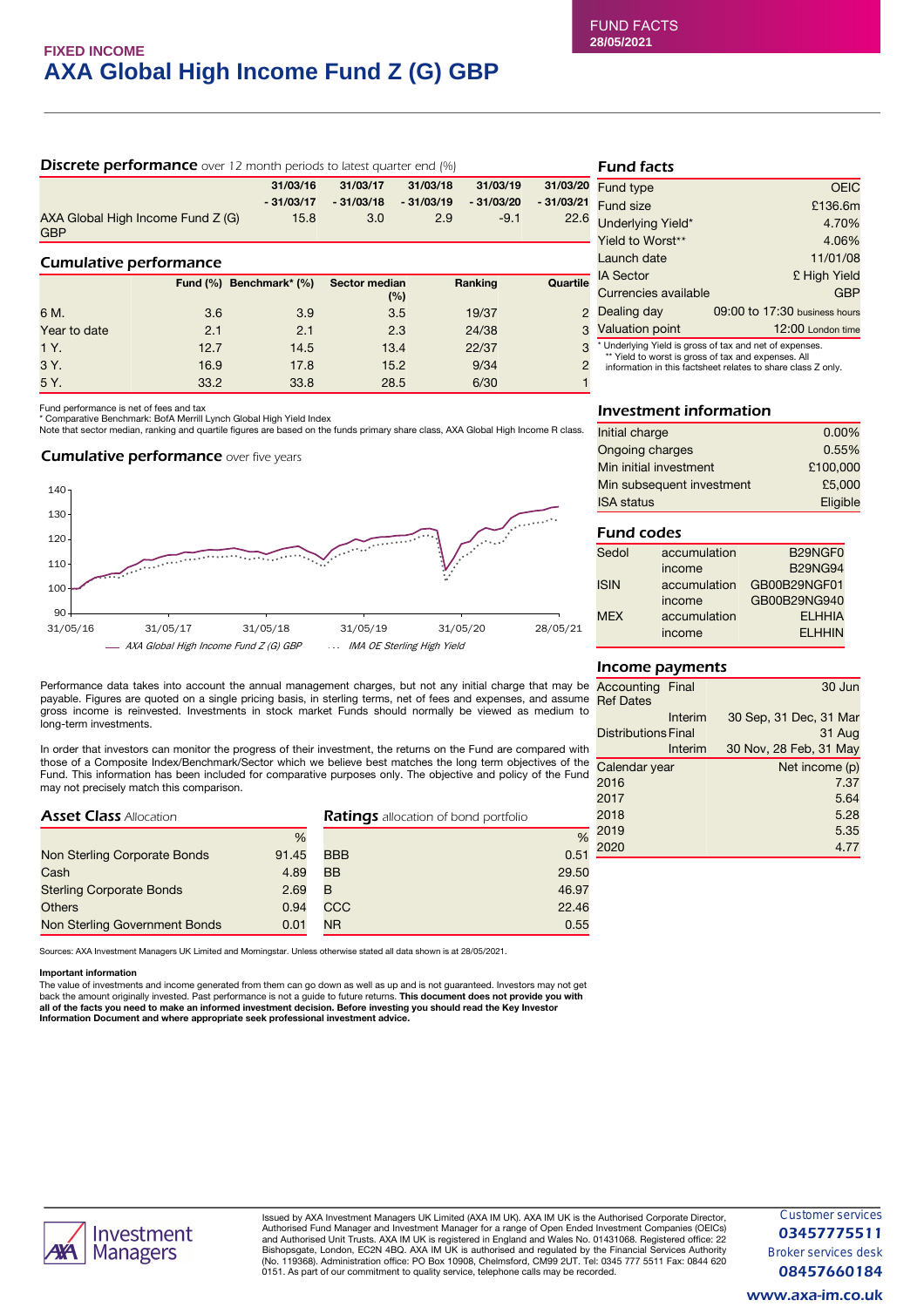FIXED INCOME

# AXA Global High Income Fund Z (G) GBP

FUND FACTS
28/05/2021

## Discrete performance over 12 month periods to latest quarter end (%)

| | 31/03/16 - 31/03/17 | 31/03/17 - 31/03/18 | 31/03/18 - 31/03/19 | 31/03/19 - 31/03/20 | 31/03/20 - 31/03/21 |
|---|---|---|---|---|---|
| AXA Global High Income Fund Z (G) GBP | 15.8 | 3.0 | 2.9 | -9.1 | 22.6 |

## Cumulative performance

| | Fund (%) | Benchmark* (%) | Sector median (%) | Ranking | Quartile |
|---|---|---|---|---|---|
| 6 M. | 3.6 | 3.9 | 3.5 | 19/37 | 2 |
| Year to date | 2.1 | 2.1 | 2.3 | 24/38 | 3 |
| 1 Y. | 12.7 | 14.5 | 13.4 | 22/37 | 3 |
| 3 Y. | 16.9 | 17.8 | 15.2 | 9/34 | 2 |
| 5 Y. | 33.2 | 33.8 | 28.5 | 6/30 | 1 |

Fund performance is net of fees and tax
\* Comparative Benchmark: BofA Merrill Lynch Global High Yield Index
Note that sector median, ranking and quartile figures are based on the funds primary share class, AXA Global High Income R class.

## Cumulative performance over five years

140
130
120
110
100
90
31/05/16 31/05/17 31/05/18 31/05/19 31/05/20 28/05/21
AXA Global High Income Fund Z (G) GBP
IMA OE Sterling High Yield

Performance data takes into account the annual management charges, but not any initial charge that may be payable. Figures are quoted on a single pricing basis, in sterling terms, net of fees and expenses, and assume gross income is reinvested. Investments in stock market Funds should normally be viewed as medium to long-term investments.

In order that investors can monitor the progress of their investment, the returns on the Fund are compared with those of a Composite Index/Benchmark/Sector which we believe best matches the long term objectives of the Fund. This information has been included for comparative purposes only. The objective and policy of the Fund may not precisely match this comparison.

## Asset Class Allocation

| | % |
|---|---|
| Non Sterling Corporate Bonds | 91.45 |
| Cash | 4.89 |
| Sterling Corporate Bonds | 2.69 |
| Others | 0.94 |
| Non Sterling Government Bonds | 0.01 |

## Ratings allocation of bond portfolio

| | % |
|---|---|
| BBB | 0.51 |
| BB | 29.50 |
| B | 46.97 |
| CCC | 22.46 |
| NR | 0.55 |

Sources: AXA Investment Managers UK Limited and Morningstar. Unless otherwise stated all data shown is at 28/05/2021.

**Important information**

The value of investments and income generated from them can go down as well as up and is not guaranteed. Investors may not get back the amount originally invested. Past performance is not a guide to future returns. **This document does not provide you with all of the facts you need to make an informed investment decision. Before investing you should read the Key Investor Information Document and where appropriate seek professional investment advice.**

## Fund facts

| | |
|---|---|
| Fund type | OEIC |
| Fund size | £136.6m |
| Underlying Yield* | 4.70% |
| Yield to Worst** | 4.06% |
| Launch date | 11/01/08 |
| IA Sector | £ High Yield |
| Currencies available | GBP |
| Dealing day | 09:00 to 17:30 business hours |
| Valuation point | 12:00 London time |

\* Underlying Yield is gross of tax and net of expenses.
\*\* Yield to worst is gross of tax and expenses. All information in this factsheet relates to share class Z only.

## Investment information

| | |
|---|---|
| Initial charge | 0.00% |
| Ongoing charges | 0.55% |
| Min initial investment | £100,000 |
| Min subsequent investment | £5,000 |
| ISA status | Eligible |

## Fund codes

| | | |
|---|---|---|
| Sedol | accumulation | B29NGF0 |
| | income | B29NG94 |
| ISIN | accumulation | GB00B29NGF01 |
| | income | GB00B29NG940 |
| MEX | accumulation | ELHHIA |
| | income | ELHHIN |

## Income payments

| | | |
|---|---|---|
| Accounting Ref Dates | Final | 30 Jun |
| | Interim | 30 Sep, 31 Dec, 31 Mar |
| Distributions | Final | 31 Aug |
| | Interim | 30 Nov, 28 Feb, 31 May |

| Calendar year | Net income (p) |
|---|---|
| 2016 | 7.37 |
| 2017 | 5.64 |
| 2018 | 5.28 |
| 2019 | 5.35 |
| 2020 | 4.77 |

Investment Managers

Issued by AXA Investment Managers UK Limited (AXA IM UK). AXA IM UK is the Authorised Corporate Director, Authorised Fund Manager and Investment Manager for a range of Open Ended Investment Companies (OEICs) and Authorised Unit Trusts. AXA IM UK is registered in England and Wales No. 01431068. Registered office: 22 Bishopsgate, London, EC2N 4BQ. AXA IM UK is authorised and regulated by the Financial Services Authority (No. 119368). Administration office: PO Box 10908, Chelmsford, CM99 2UT. Tel: 0345 777 5511 Fax: 0844 620 0151. As part of our commitment to quality service, telephone calls may be recorded.

Customer services
03457775511
Broker services desk
08457660184
www.axa-im.co.uk